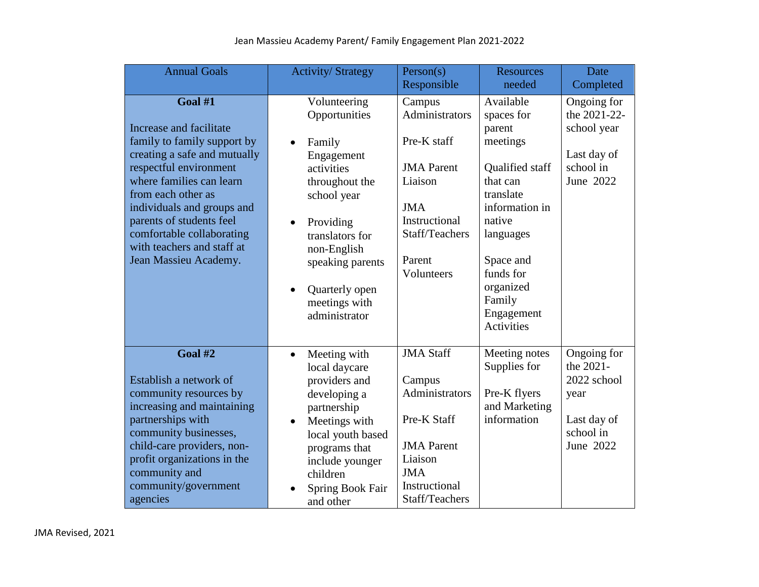# Jean Massieu Academy Parent/ Family Engagement Plan 2021-2022

| Annual Goals | Activity/ Strategy | Person(s) Responsible | Resources needed | Date Completed |
|---|---|---|---|---|
| **Goal #1**<br><br>Increase and facilitate family to family support by creating a safe and mutually respectful environment where families can learn from each other as individuals and groups and parents of students feel comfortable collaborating with teachers and staff at Jean Massieu Academy. | Volunteering Opportunities<br><br>• Family Engagement activities throughout the school year<br><br>• Providing translators for non-English speaking parents<br><br>• Quarterly open meetings with administrator | Campus Administrators<br><br>Pre-K staff<br><br>JMA Parent Liaison<br><br>JMA Instructional Staff/Teachers<br><br>Parent Volunteers | Available spaces for parent meetings<br><br>Qualified staff that can translate information in native languages<br><br>Space and funds for organized Family Engagement Activities | Ongoing for the 2021-22-school year<br><br>Last day of school in June 2022 |
| **Goal #2**<br><br>Establish a network of community resources by increasing and maintaining partnerships with community businesses, child-care providers, non-profit organizations in the community and community/government agencies | • Meeting with local daycare providers and developing a partnership<br>• Meetings with local youth based programs that include younger children<br>• Spring Book Fair and other | JMA Staff<br><br>Campus Administrators<br><br>Pre-K Staff<br><br>JMA Parent Liaison<br>JMA Instructional Staff/Teachers | Meeting notes Supplies for<br><br>Pre-K flyers and Marketing information | Ongoing for the 2021-2022 school year<br><br>Last day of school in June 2022 |

JMA Revised, 2021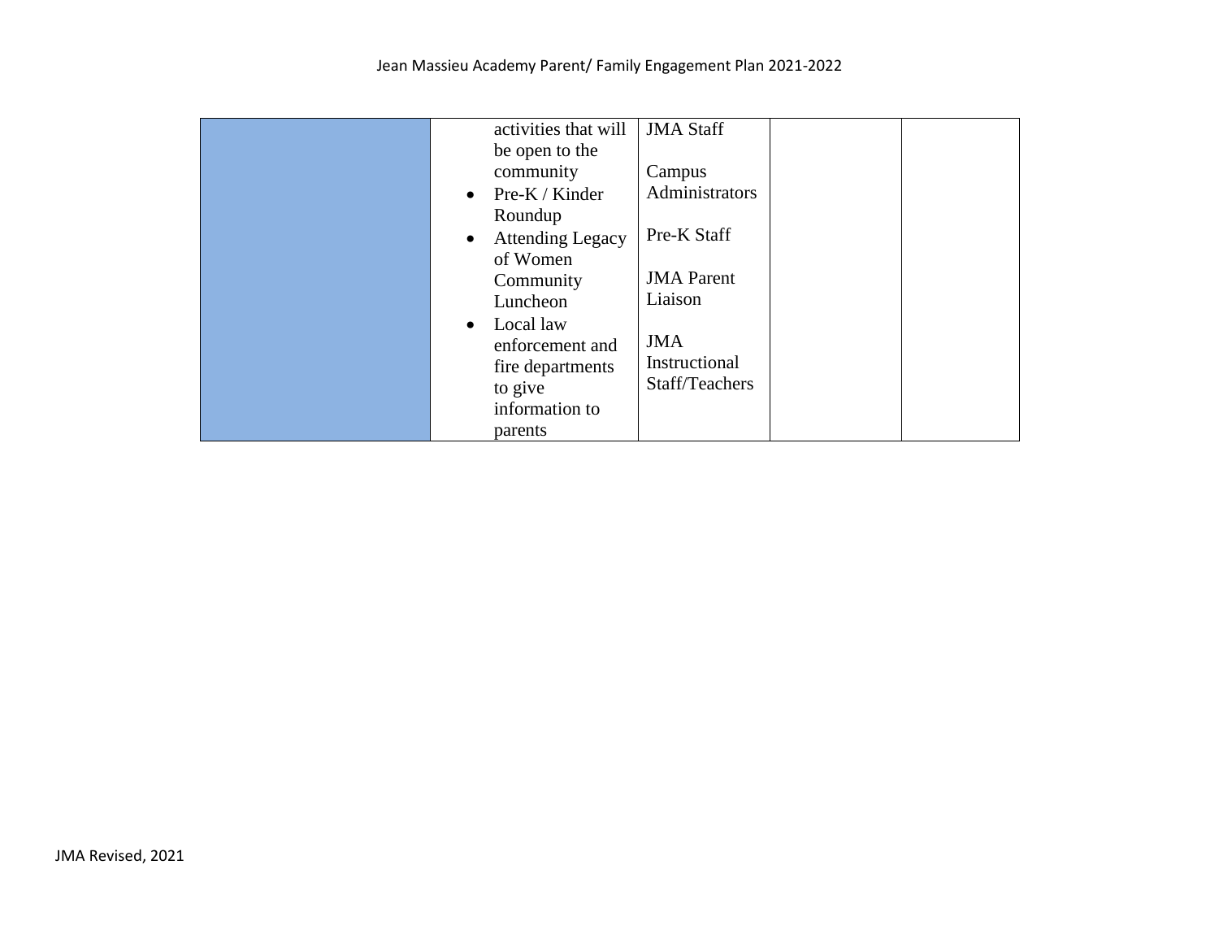|  |  |  |  |  |
|---|---|---|---|---|
|  | activities that will be open to the community<br>• Pre-K / Kinder Roundup<br>• Attending Legacy of Women Community Luncheon<br>• Local law enforcement and fire departments to give information to parents | JMA Staff<br><br>Campus Administrators<br><br>Pre-K Staff<br><br>JMA Parent Liaison<br><br>JMA Instructional Staff/Teachers |  |  |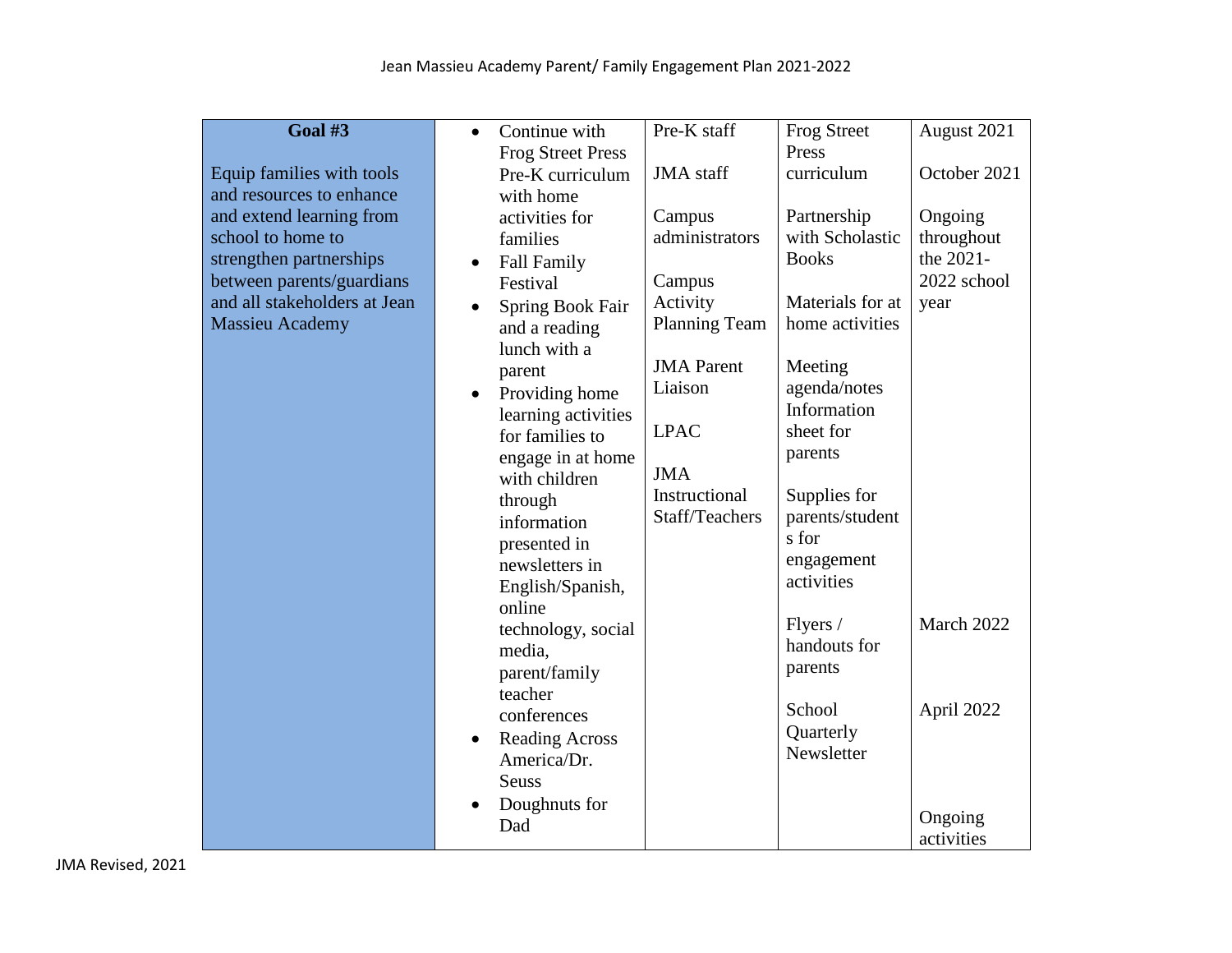| **Goal #3**<br><br>Equip families with tools and resources to enhance and extend learning from school to home to strengthen partnerships between parents/guardians and all stakeholders at Jean Massieu Academy | • Continue with Frog Street Press Pre-K curriculum with home activities for families<br>• Fall Family Festival<br>• Spring Book Fair and a reading lunch with a parent<br>• Providing home learning activities for families to engage in at home with children through information presented in newsletters in English/Spanish, online technology, social media, parent/family teacher conferences<br>• Reading Across America/Dr. Seuss<br>• Doughnuts for Dad | Pre-K staff<br><br>JMA staff<br><br>Campus administrators<br><br>Campus Activity Planning Team<br><br>JMA Parent Liaison<br><br>LPAC<br><br>JMA Instructional Staff/Teachers | Frog Street Press curriculum<br><br>Partnership with Scholastic Books<br><br>Materials for at home activities<br><br>Meeting agenda/notes Information sheet for parents<br><br>Supplies for parents/students for engagement activities<br><br>Flyers / handouts for parents<br><br>School Quarterly Newsletter | August 2021<br><br>October 2021<br><br>Ongoing throughout the 2021-2022 school year<br><br>March 2022<br><br>April 2022<br><br>Ongoing activities |
|---|---|---|---|---|

JMA Revised, 2021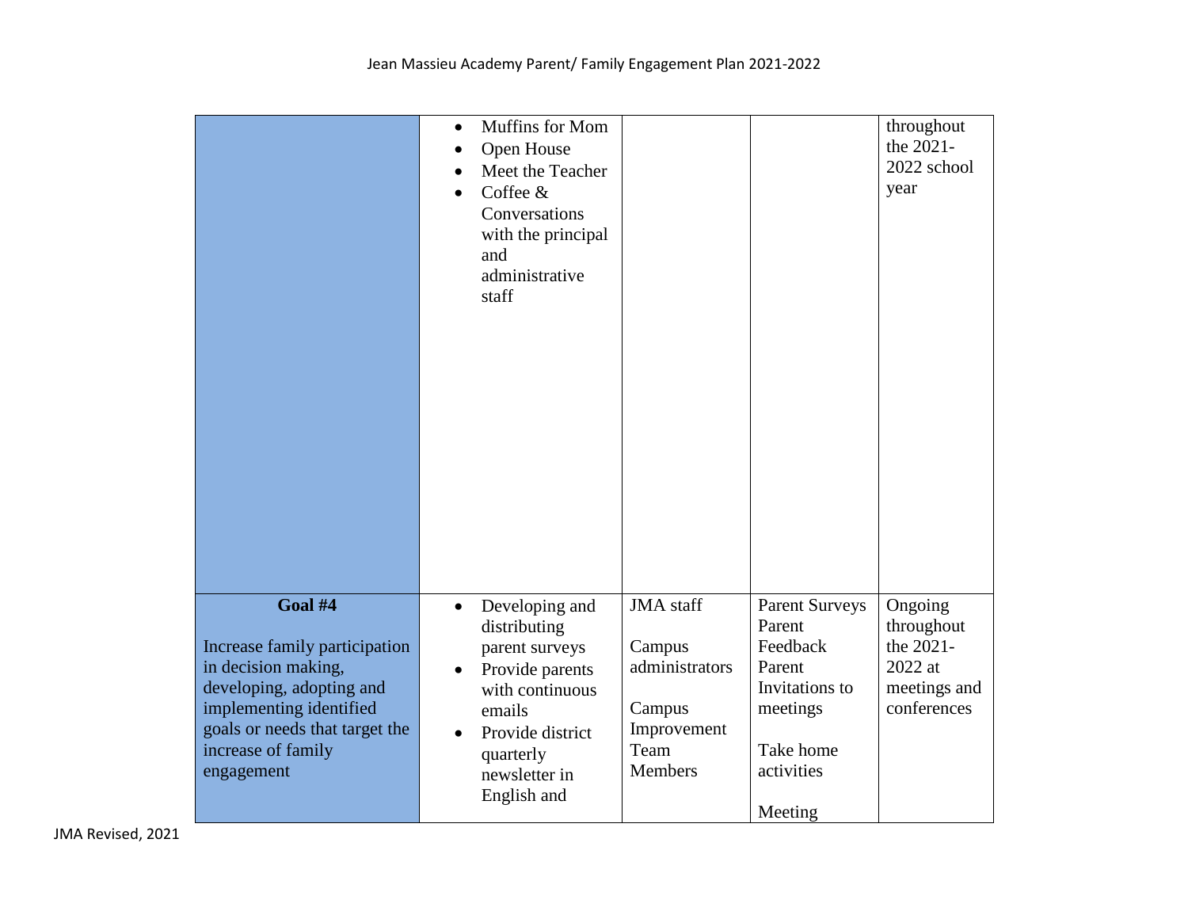| | | | | |
|---|---|---|---|---|
| | • Muffins for Mom<br>• Open House<br>• Meet the Teacher<br>• Coffee & Conversations with the principal and administrative staff | | | throughout the 2021-2022 school year |
| **Goal #4**<br><br>Increase family participation in decision making, developing, adopting and implementing identified goals or needs that target the increase of family engagement | • Developing and distributing parent surveys<br>• Provide parents with continuous emails<br>• Provide district quarterly newsletter in English and | JMA staff<br><br>Campus administrators<br><br>Campus Improvement Team Members | Parent Surveys<br>Parent Feedback<br>Parent Invitations to meetings<br><br>Take home activities<br><br>Meeting | Ongoing throughout the 2021-2022 at meetings and conferences |

JMA Revised, 2021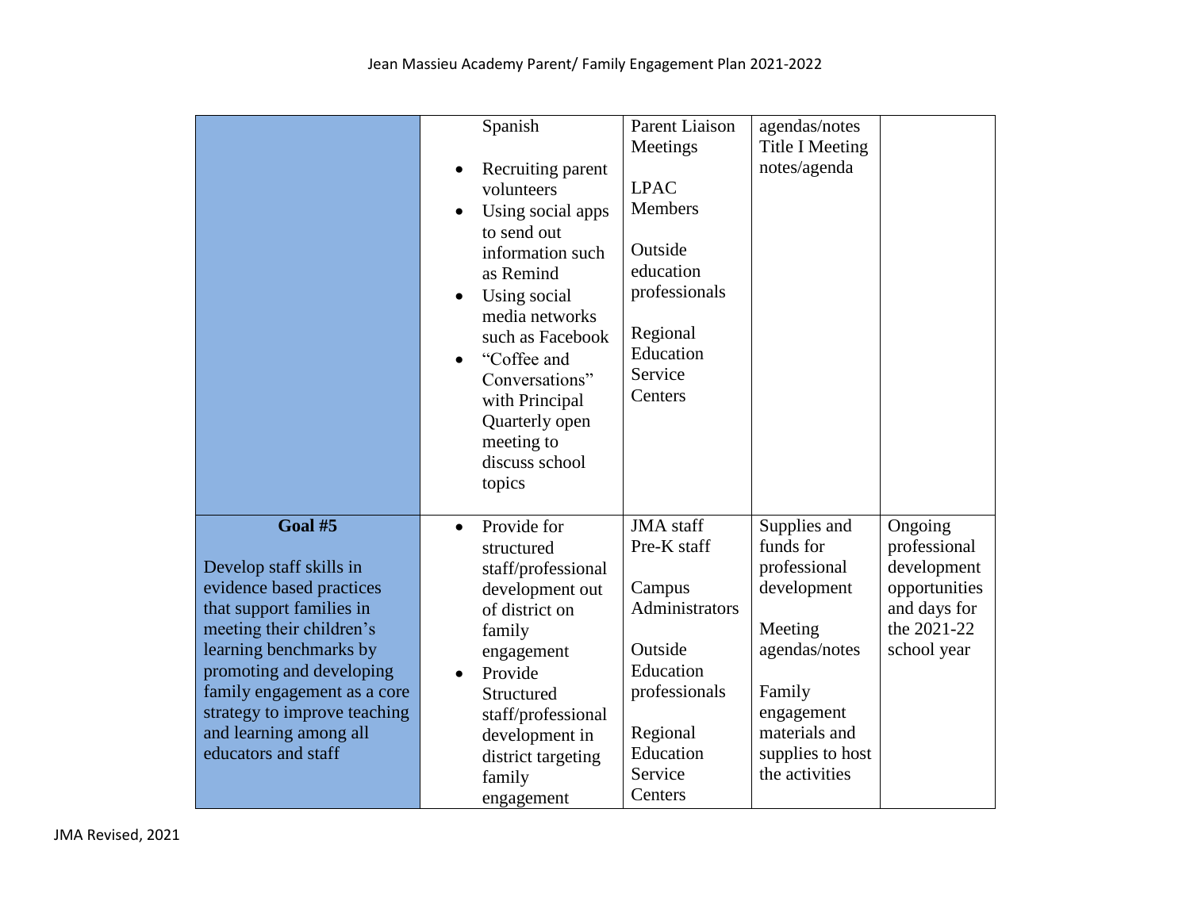| | | | | |
|---|---|---|---|---|
| | Spanish<br>• Recruiting parent volunteers<br>• Using social apps to send out information such as Remind<br>• Using social media networks such as Facebook<br>• "Coffee and Conversations" with Principal Quarterly open meeting to discuss school topics | Parent Liaison Meetings<br><br>LPAC Members<br><br>Outside education professionals<br><br>Regional Education Service Centers | agendas/notes Title I Meeting notes/agenda | |
| **Goal #5**<br><br>Develop staff skills in evidence based practices that support families in meeting their children's learning benchmarks by promoting and developing family engagement as a core strategy to improve teaching and learning among all educators and staff | • Provide for structured staff/professional development out of district on family engagement<br>• Provide Structured staff/professional development in district targeting family engagement | JMA staff Pre-K staff<br><br>Campus Administrators<br><br>Outside Education professionals<br><br>Regional Education Service Centers | Supplies and funds for professional development<br><br>Meeting agendas/notes<br><br>Family engagement materials and supplies to host the activities | Ongoing professional development opportunities and days for the 2021-22 school year |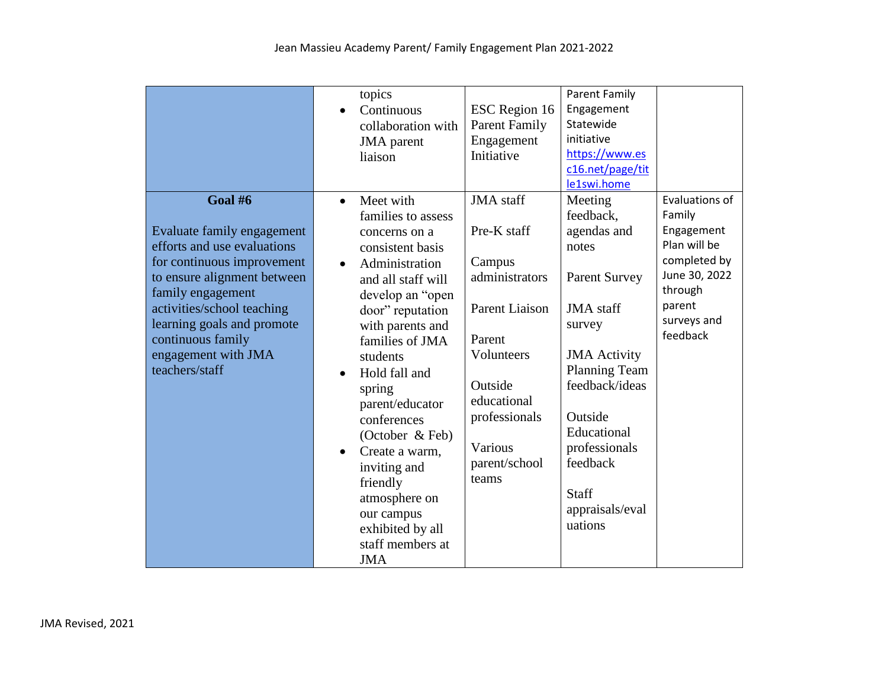| | | | | |
|---|---|---|---|---|
| | topics<br>• Continuous collaboration with JMA parent liaison | ESC Region 16 Parent Family Engagement Initiative | Parent Family Engagement Statewide initiative https://www.esc16.net/page/title1swi.home | |
| **Goal #6**<br><br>Evaluate family engagement efforts and use evaluations for continuous improvement to ensure alignment between family engagement activities/school teaching learning goals and promote continuous family engagement with JMA teachers/staff | • Meet with families to assess concerns on a consistent basis<br>• Administration and all staff will develop an "open door" reputation with parents and families of JMA students<br>• Hold fall and spring parent/educator conferences (October & Feb)<br>• Create a warm, inviting and friendly atmosphere on our campus exhibited by all staff members at JMA | JMA staff<br><br>Pre-K staff<br><br>Campus administrators<br><br>Parent Liaison<br><br>Parent Volunteers<br><br>Outside educational professionals<br><br>Various parent/school teams | Meeting feedback, agendas and notes<br><br>Parent Survey<br><br>JMA staff survey<br><br>JMA Activity Planning Team feedback/ideas<br><br>Outside Educational professionals feedback<br><br>Staff appraisals/evaluations | Evaluations of Family Engagement Plan will be completed by June 30, 2022 through parent surveys and feedback |